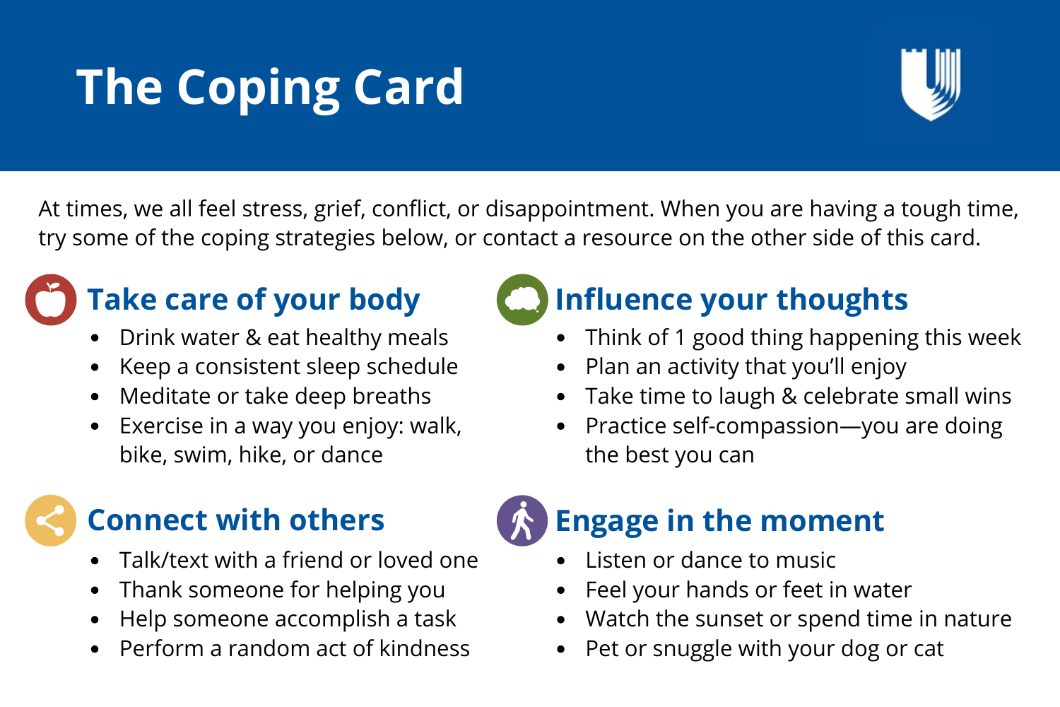# The Coping Card

At times, we all feel stress, grief, conflict, or disappointment. When you are having a tough time, try some of the coping strategies below, or contact a resource on the other side of this card.

## Take care of your body

- Drink water & eat healthy meals
- Keep a consistent sleep schedule
- Meditate or take deep breaths
- Exercise in a way you enjoy: walk, bike, swim, hike, or dance

## Influence your thoughts

- Think of 1 good thing happening this week
- Plan an activity that you'll enjoy
- Take time to laugh & celebrate small wins
- Practice self-compassion—you are doing the best you can

## Connect with others

- Talk/text with a friend or loved one
- Thank someone for helping you
- Help someone accomplish a task
- Perform a random act of kindness

## Engage in the moment

- Listen or dance to music
- Feel your hands or feet in water
- Watch the sunset or spend time in nature
- Pet or snuggle with your dog or cat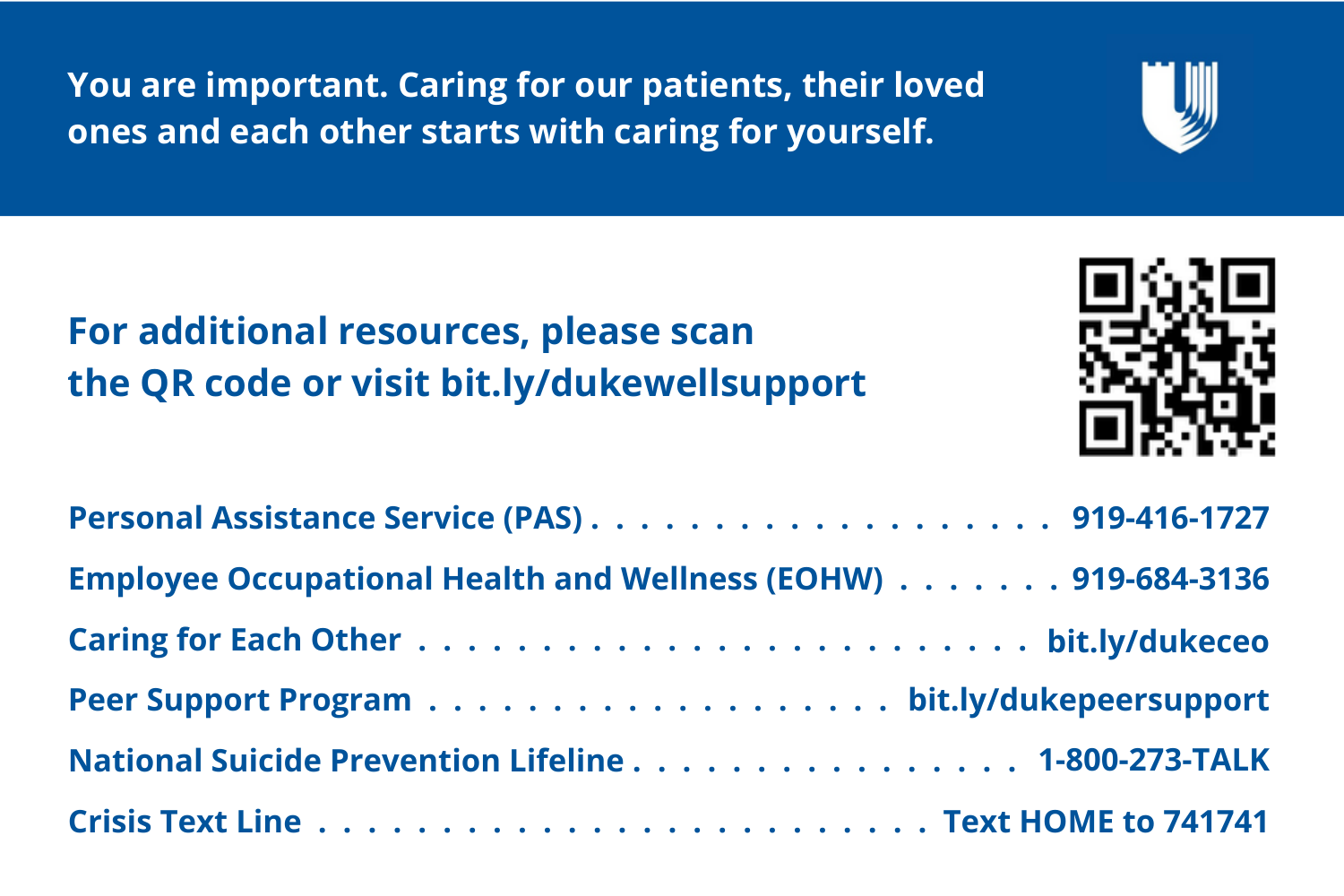**You are important. Caring for our patients, their loved ones and each other starts with caring for yourself.**

## For additional resources, please scan the QR code or visit bit.ly/dukewellsupport

| | |
|---|---|
| **Personal Assistance Service (PAS)** | **919-416-1727** |
| **Employee Occupational Health and Wellness (EOHW)** | **919-684-3136** |
| **Caring for Each Other** | **bit.ly/dukeceo** |
| **Peer Support Program** | **bit.ly/dukepeersupport** |
| **National Suicide Prevention Lifeline** | **1-800-273-TALK** |
| **Crisis Text Line** | **Text HOME to 741741** |